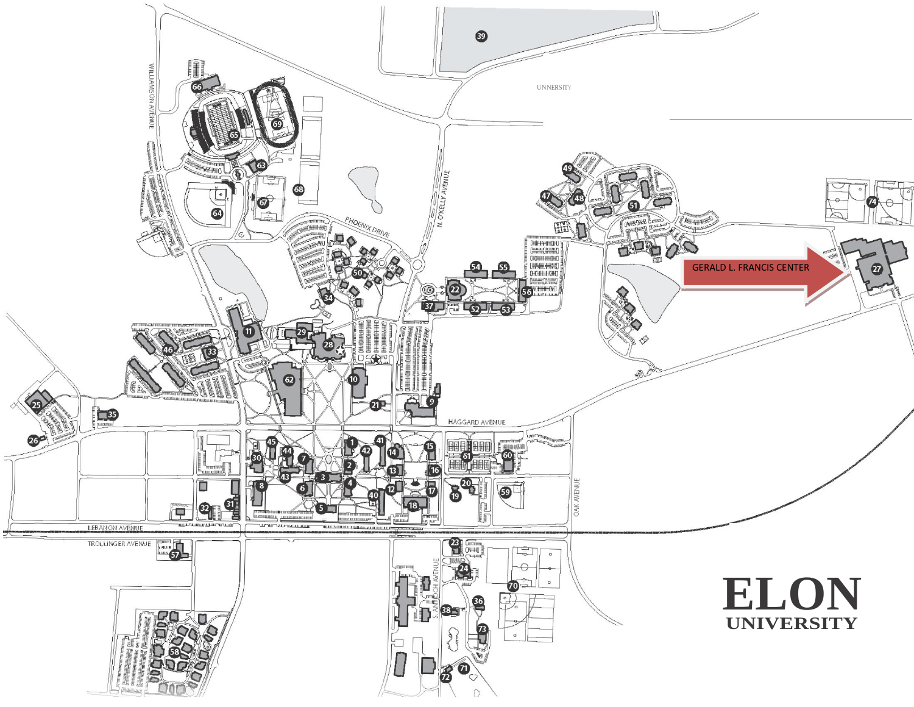GERALD L. FRANCIS CENTER

WILLIAMSON AVENUE

PHOENIX DRIVE

N. O'KELLY AVENUE

UNIVERSITY

HAGGARD AVENUE

OAK AVENUE

LEBANON AVENUE

TROLLINGER AVENUE

S. ANTIOCH AVENUE

# ELON UNIVERSITY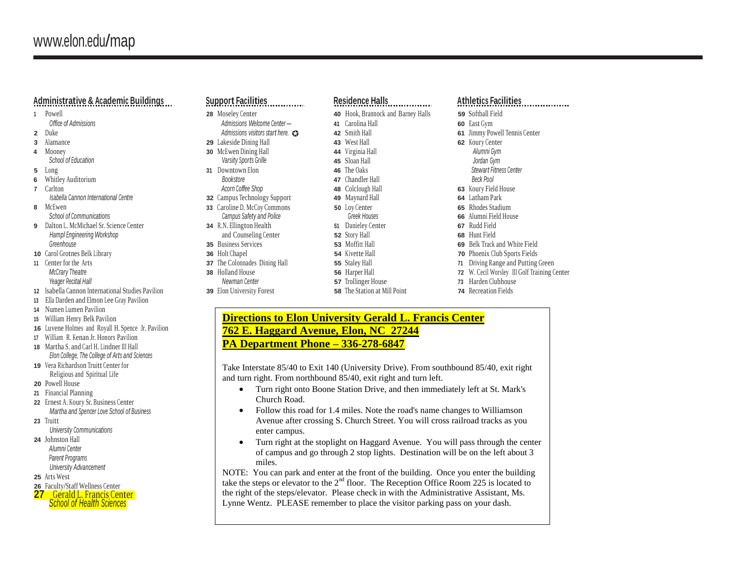# www.elon.edu/map

## Administrative & Academic Buildings

1 Powell
*Office of Admissions*
2 Duke
3 Alamance
4 Mooney
*School of Education*
5 Long
6 Whitley Auditorium
7 Carlton
*Isabella Cannon International Centre*
8 McEwen
*School of Communications*
9 Dalton L. McMichael Sr. Science Center
*Hampl Engineering Workshop*
*Greenhouse*
10 Carol Grotnes Belk Library
11 Center for the Arts
*McCrary Theatre*
*Yeager Recital Hall*
12 Isabella Cannon International Studies Pavilion
13 Ella Darden and Elmon Lee Gray Pavilion
14 Numen Lumen Pavilion
15 William Henry Belk Pavilion
16 Luvene Holmes and Royall H. Spence Jr. Pavilion
17 William R. Kenan Jr. Honors Pavilion
18 Martha S. and Carl H. Lindner III Hall
*Elon College, The College of Arts and Sciences*
19 Vera Richardson Truitt Center for Religious and Spiritual Life
20 Powell House
21 Financial Planning
22 Ernest A. Koury Sr. Business Center
*Martha and Spencer Love School of Business*
23 Truitt
*University Communications*
24 Johnston Hall
*Alumni Center*
*Parent Programs*
*University Advancement*
25 Arts West
26 Faculty/Staff Wellness Center
**27 Gerald L. Francis Center**
*School of Health Sciences*

## Support Facilities

28 Moseley Center
*Admissions Welcome Center — Admissions visitors start here.*
29 Lakeside Dining Hall
30 McEwen Dining Hall
*Varsity Sports Grille*
31 Downtown Elon
*Bookstore*
*Acorn Coffee Shop*
32 Campus Technology Support
33 Caroline D. McCoy Commons
*Campus Safety and Police*
34 R.N. Ellington Health and Counseling Center
35 Business Services
36 Holt Chapel
37 The Colonnades Dining Hall
38 Holland House
*Newman Center*
39 Elon University Forest

## Residence Halls

40 Hook, Brannock and Barney Halls
41 Carolina Hall
42 Smith Hall
43 West Hall
44 Virginia Hall
45 Sloan Hall
46 The Oaks
47 Chandler Hall
48 Colclough Hall
49 Maynard Hall
50 Loy Center
*Greek Houses*
51 Danieley Center
52 Story Hall
53 Moffitt Hall
54 Kivette Hall
55 Staley Hall
56 Harper Hall
57 Trollinger House
58 The Station at Mill Point

## Athletics Facilities

59 Softball Field
60 East Gym
61 Jimmy Powell Tennis Center
62 Koury Center
*Alumni Gym*
*Jordan Gym*
*Stewart Fitness Center*
*Beck Pool*
63 Koury Field House
64 Latham Park
65 Rhodes Stadium
66 Alumni Field House
67 Rudd Field
68 Hunt Field
69 Belk Track and White Field
70 Phoenix Club Sports Fields
71 Driving Range and Putting Green
72 W. Cecil Worsley III Golf Training Center
73 Harden Clubhouse
74 Recreation Fields

**Directions to Elon University Gerald L. Francis Center**
**762 E. Haggard Avenue, Elon, NC 27244**
**PA Department Phone – 336-278-6847**

Take Interstate 85/40 to Exit 140 (University Drive). From southbound 85/40, exit right and turn right. From northbound 85/40, exit right and turn left.

- Turn right onto Boone Station Drive, and then immediately left at St. Mark's Church Road.
- Follow this road for 1.4 miles. Note the road's name changes to Williamson Avenue after crossing S. Church Street. You will cross railroad tracks as you enter campus.
- Turn right at the stoplight on Haggard Avenue. You will pass through the center of campus and go through 2 stop lights. Destination will be on the left about 3 miles.

NOTE: You can park and enter at the front of the building. Once you enter the building take the steps or elevator to the 2nd floor. The Reception Office Room 225 is located to the right of the steps/elevator. Please check in with the Administrative Assistant, Ms. Lynne Wentz. PLEASE remember to place the visitor parking pass on your dash.